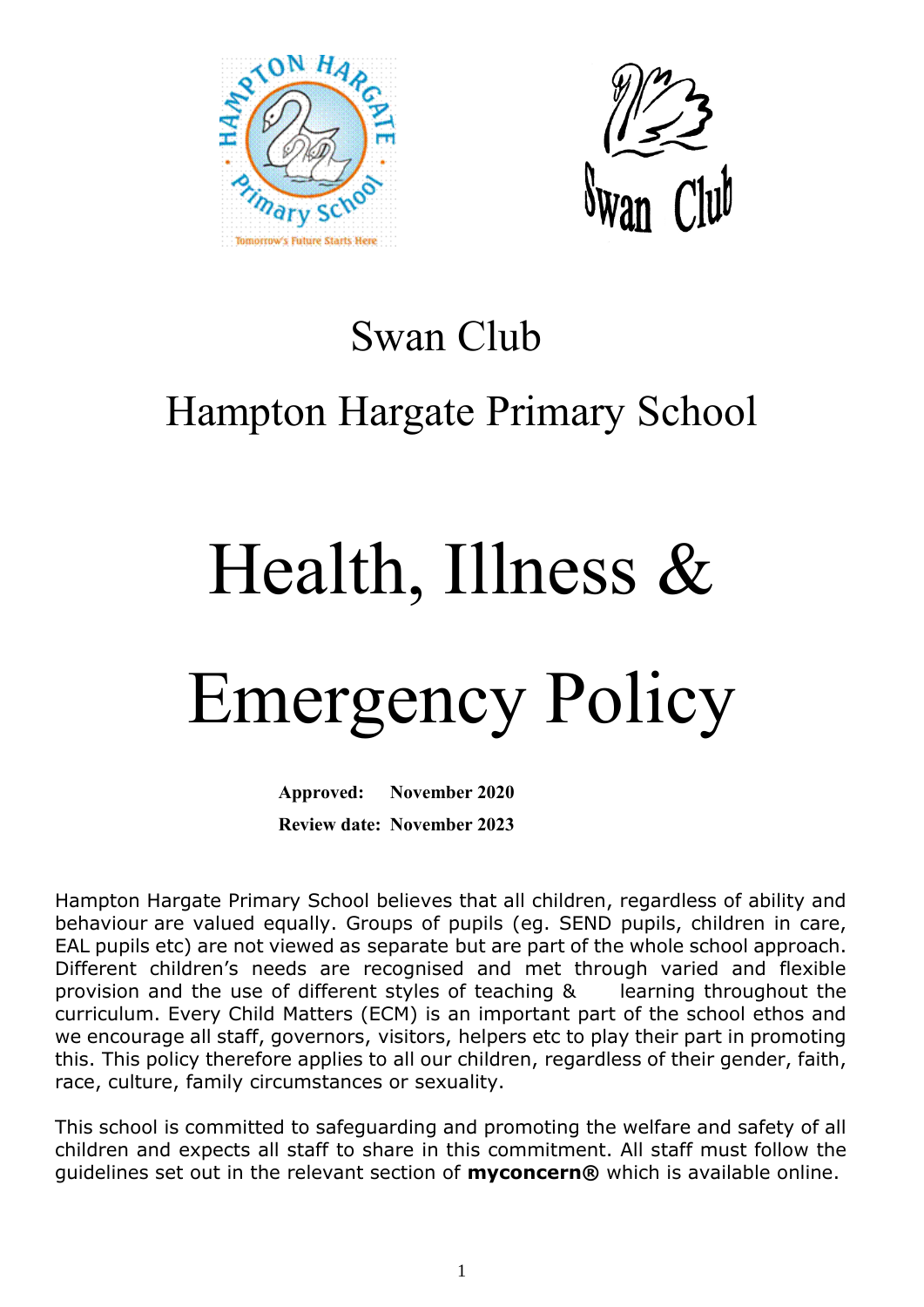Swan Club

Hampton Hargate Primary School

# Health, Illness & Emergency Policy

**Approved: November 2020**

**Review date: November 2023**

Hampton Hargate Primary School believes that all children, regardless of ability and behaviour are valued equally. Groups of pupils (eg. SEND pupils, children in care, EAL pupils etc) are not viewed as separate but are part of the whole school approach. Different children's needs are recognised and met through varied and flexible provision and the use of different styles of teaching & learning throughout the curriculum. Every Child Matters (ECM) is an important part of the school ethos and we encourage all staff, governors, visitors, helpers etc to play their part in promoting this. This policy therefore applies to all our children, regardless of their gender, faith, race, culture, family circumstances or sexuality.

This school is committed to safeguarding and promoting the welfare and safety of all children and expects all staff to share in this commitment. All staff must follow the guidelines set out in the relevant section of **myconcern®** which is available online.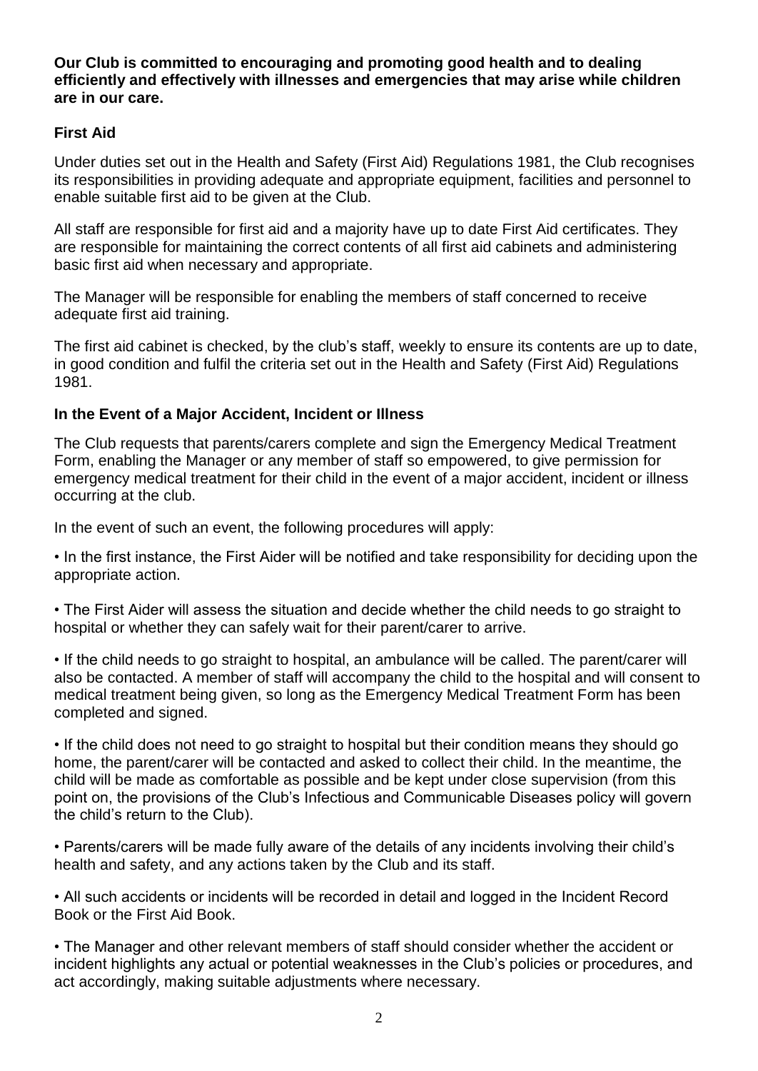**Our Club is committed to encouraging and promoting good health and to dealing efficiently and effectively with illnesses and emergencies that may arise while children are in our care.**

## First Aid

Under duties set out in the Health and Safety (First Aid) Regulations 1981, the Club recognises its responsibilities in providing adequate and appropriate equipment, facilities and personnel to enable suitable first aid to be given at the Club.

All staff are responsible for first aid and a majority have up to date First Aid certificates. They are responsible for maintaining the correct contents of all first aid cabinets and administering basic first aid when necessary and appropriate.

The Manager will be responsible for enabling the members of staff concerned to receive adequate first aid training.

The first aid cabinet is checked, by the club's staff, weekly to ensure its contents are up to date, in good condition and fulfil the criteria set out in the Health and Safety (First Aid) Regulations 1981.

## In the Event of a Major Accident, Incident or Illness

The Club requests that parents/carers complete and sign the Emergency Medical Treatment Form, enabling the Manager or any member of staff so empowered, to give permission for emergency medical treatment for their child in the event of a major accident, incident or illness occurring at the club.

In the event of such an event, the following procedures will apply:

- In the first instance, the First Aider will be notified and take responsibility for deciding upon the appropriate action.
- The First Aider will assess the situation and decide whether the child needs to go straight to hospital or whether they can safely wait for their parent/carer to arrive.
- If the child needs to go straight to hospital, an ambulance will be called. The parent/carer will also be contacted. A member of staff will accompany the child to the hospital and will consent to medical treatment being given, so long as the Emergency Medical Treatment Form has been completed and signed.
- If the child does not need to go straight to hospital but their condition means they should go home, the parent/carer will be contacted and asked to collect their child. In the meantime, the child will be made as comfortable as possible and be kept under close supervision (from this point on, the provisions of the Club's Infectious and Communicable Diseases policy will govern the child's return to the Club).
- Parents/carers will be made fully aware of the details of any incidents involving their child's health and safety, and any actions taken by the Club and its staff.
- All such accidents or incidents will be recorded in detail and logged in the Incident Record Book or the First Aid Book.
- The Manager and other relevant members of staff should consider whether the accident or incident highlights any actual or potential weaknesses in the Club's policies or procedures, and act accordingly, making suitable adjustments where necessary.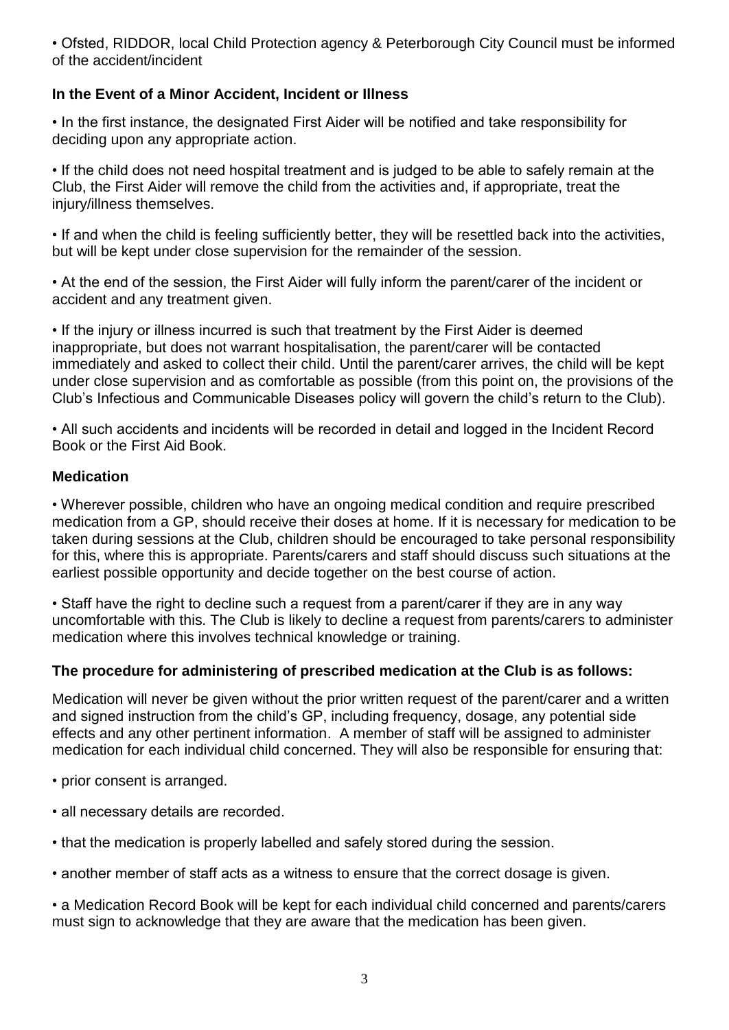• Ofsted, RIDDOR, local Child Protection agency & Peterborough City Council must be informed of the accident/incident

### In the Event of a Minor Accident, Incident or Illness

• In the first instance, the designated First Aider will be notified and take responsibility for deciding upon any appropriate action.

• If the child does not need hospital treatment and is judged to be able to safely remain at the Club, the First Aider will remove the child from the activities and, if appropriate, treat the injury/illness themselves.

• If and when the child is feeling sufficiently better, they will be resettled back into the activities, but will be kept under close supervision for the remainder of the session.

• At the end of the session, the First Aider will fully inform the parent/carer of the incident or accident and any treatment given.

• If the injury or illness incurred is such that treatment by the First Aider is deemed inappropriate, but does not warrant hospitalisation, the parent/carer will be contacted immediately and asked to collect their child. Until the parent/carer arrives, the child will be kept under close supervision and as comfortable as possible (from this point on, the provisions of the Club's Infectious and Communicable Diseases policy will govern the child's return to the Club).

• All such accidents and incidents will be recorded in detail and logged in the Incident Record Book or the First Aid Book.

### Medication

• Wherever possible, children who have an ongoing medical condition and require prescribed medication from a GP, should receive their doses at home. If it is necessary for medication to be taken during sessions at the Club, children should be encouraged to take personal responsibility for this, where this is appropriate. Parents/carers and staff should discuss such situations at the earliest possible opportunity and decide together on the best course of action.

• Staff have the right to decline such a request from a parent/carer if they are in any way uncomfortable with this. The Club is likely to decline a request from parents/carers to administer medication where this involves technical knowledge or training.

### The procedure for administering of prescribed medication at the Club is as follows:

Medication will never be given without the prior written request of the parent/carer and a written and signed instruction from the child's GP, including frequency, dosage, any potential side effects and any other pertinent information. A member of staff will be assigned to administer medication for each individual child concerned. They will also be responsible for ensuring that:

• prior consent is arranged.

• all necessary details are recorded.

• that the medication is properly labelled and safely stored during the session.

• another member of staff acts as a witness to ensure that the correct dosage is given.

• a Medication Record Book will be kept for each individual child concerned and parents/carers must sign to acknowledge that they are aware that the medication has been given.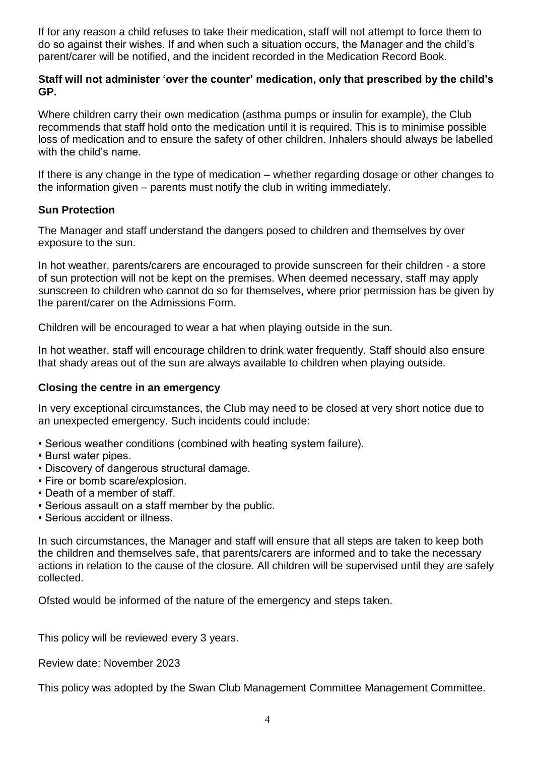If for any reason a child refuses to take their medication, staff will not attempt to force them to do so against their wishes. If and when such a situation occurs, the Manager and the child's parent/carer will be notified, and the incident recorded in the Medication Record Book.

**Staff will not administer 'over the counter' medication, only that prescribed by the child's GP.**

Where children carry their own medication (asthma pumps or insulin for example), the Club recommends that staff hold onto the medication until it is required. This is to minimise possible loss of medication and to ensure the safety of other children. Inhalers should always be labelled with the child's name.

If there is any change in the type of medication – whether regarding dosage or other changes to the information given – parents must notify the club in writing immediately.

### Sun Protection

The Manager and staff understand the dangers posed to children and themselves by over exposure to the sun.

In hot weather, parents/carers are encouraged to provide sunscreen for their children - a store of sun protection will not be kept on the premises. When deemed necessary, staff may apply sunscreen to children who cannot do so for themselves, where prior permission has be given by the parent/carer on the Admissions Form.

Children will be encouraged to wear a hat when playing outside in the sun.

In hot weather, staff will encourage children to drink water frequently. Staff should also ensure that shady areas out of the sun are always available to children when playing outside.

### Closing the centre in an emergency

In very exceptional circumstances, the Club may need to be closed at very short notice due to an unexpected emergency. Such incidents could include:

- Serious weather conditions (combined with heating system failure).
- Burst water pipes.
- Discovery of dangerous structural damage.
- Fire or bomb scare/explosion.
- Death of a member of staff.
- Serious assault on a staff member by the public.
- Serious accident or illness.

In such circumstances, the Manager and staff will ensure that all steps are taken to keep both the children and themselves safe, that parents/carers are informed and to take the necessary actions in relation to the cause of the closure. All children will be supervised until they are safely collected.

Ofsted would be informed of the nature of the emergency and steps taken.

This policy will be reviewed every 3 years.

Review date: November 2023

This policy was adopted by the Swan Club Management Committee Management Committee.